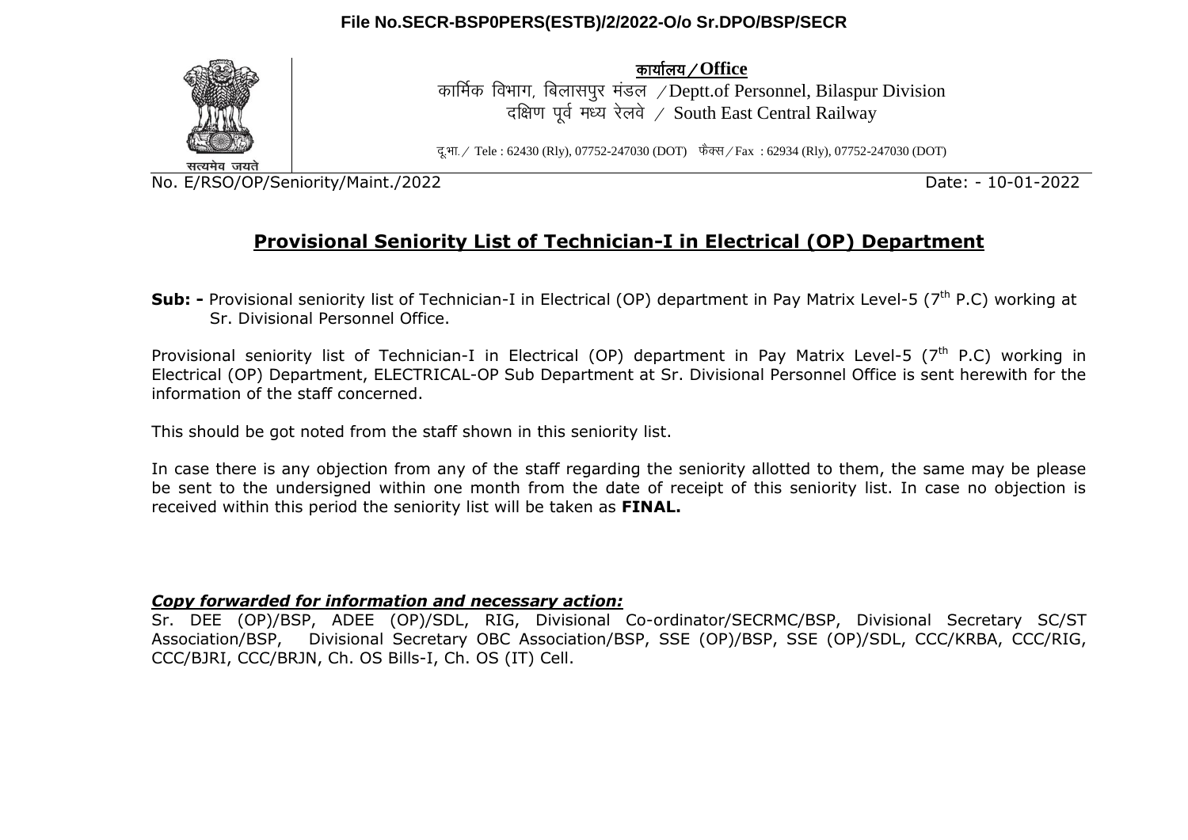File No.SECR-BSP0PERS(ESTB)/2/2022-O/o Sr.DPO/BSP/SECR

सत्यमेव जयते

**कार्यालय / Office**
कार्मिक विभाग, बिलासपुर मंडल / Deptt.of Personnel, Bilaspur Division
दक्षिण पूर्व मध्य रेलवे / South East Central Railway

दू.भा. / Tele : 62430 (Rly), 07752-247030 (DOT) फैक्स / Fax : 62934 (Rly), 07752-247030 (DOT)

No. E/RSO/OP/Seniority/Maint./2022 Date: - 10-01-2022

## Provisional Seniority List of Technician-I in Electrical (OP) Department

**Sub: -** Provisional seniority list of Technician-I in Electrical (OP) department in Pay Matrix Level-5 (7th P.C) working at Sr. Divisional Personnel Office.

Provisional seniority list of Technician-I in Electrical (OP) department in Pay Matrix Level-5 (7th P.C) working in Electrical (OP) Department, ELECTRICAL-OP Sub Department at Sr. Divisional Personnel Office is sent herewith for the information of the staff concerned.

This should be got noted from the staff shown in this seniority list.

In case there is any objection from any of the staff regarding the seniority allotted to them, the same may be please be sent to the undersigned within one month from the date of receipt of this seniority list. In case no objection is received within this period the seniority list will be taken as **FINAL.**

***Copy forwarded for information and necessary action:***

Sr. DEE (OP)/BSP, ADEE (OP)/SDL, RIG, Divisional Co-ordinator/SECRMC/BSP, Divisional Secretary SC/ST Association/BSP, Divisional Secretary OBC Association/BSP, SSE (OP)/BSP, SSE (OP)/SDL, CCC/KRBA, CCC/RIG, CCC/BJRI, CCC/BRJN, Ch. OS Bills-I, Ch. OS (IT) Cell.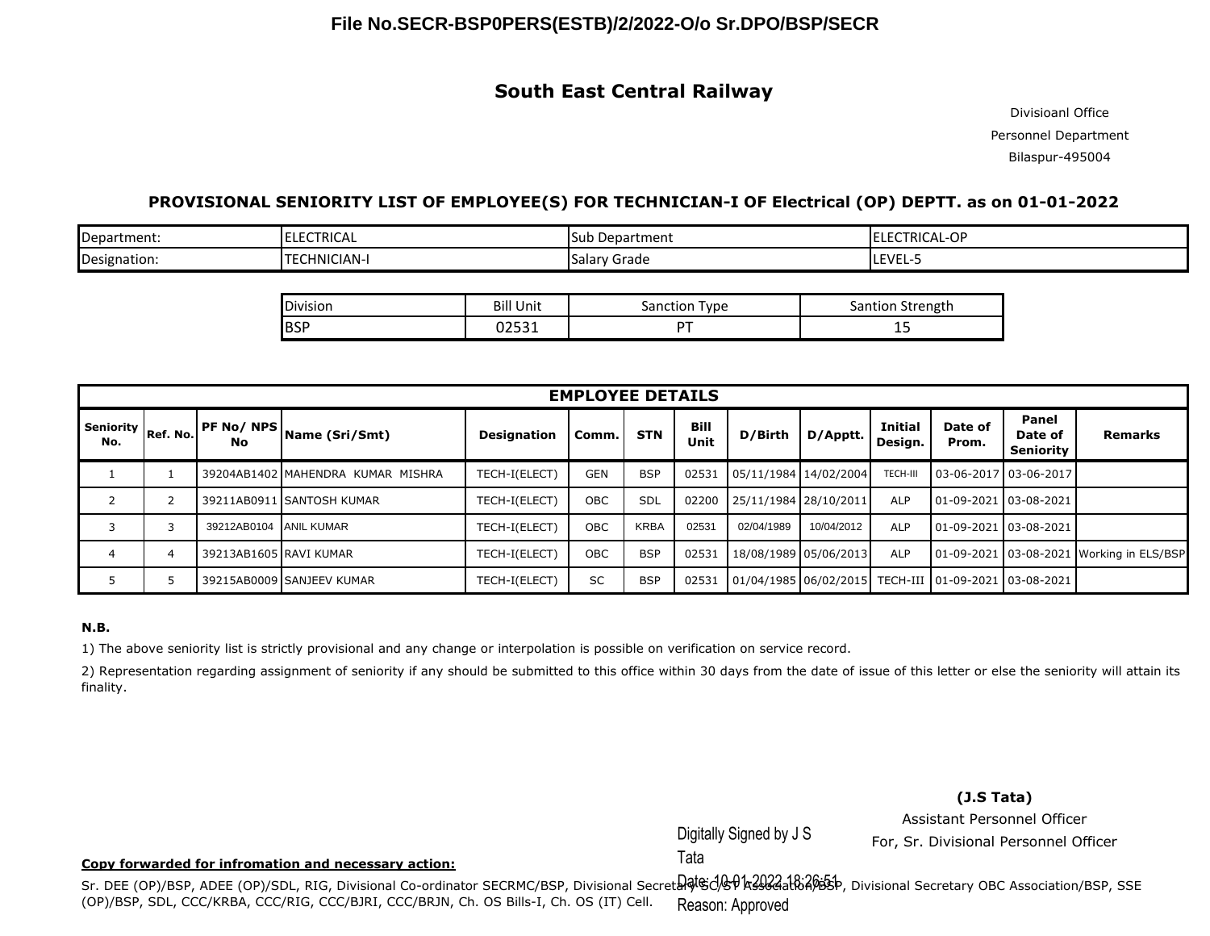**File No.SECR-BSP0PERS(ESTB)/2/2022-O/o Sr.DPO/BSP/SECR**

# South East Central Railway

Divisioanl Office
Personnel Department
Bilaspur-495004

## PROVISIONAL SENIORITY LIST OF EMPLOYEE(S) FOR TECHNICIAN-I OF Electrical (OP) DEPTT. as on 01-01-2022

| | | | |
|---|---|---|---|
| Department: | ELECTRICAL | Sub Department | ELECTRICAL-OP |
| Designation: | TECHNICIAN-I | Salary Grade | LEVEL-5 |

| Division | Bill Unit | Sanction Type | Santion Strength |
|---|---|---|---|
| BSP | 02531 | PT | 15 |

**EMPLOYEE DETAILS**

| Seniority No. | Ref. No. | PF No/ NPS No | Name (Sri/Smt) | Designation | Comm. | STN | Bill Unit | D/Birth | D/Apptt. | Initial Design. | Date of Prom. | Panel Date of Seniority | Remarks |
|---|---|---|---|---|---|---|---|---|---|---|---|---|---|
| 1 | 1 | 39204AB1402 | MAHENDRA KUMAR MISHRA | TECH-I(ELECT) | GEN | BSP | 02531 | 05/11/1984 | 14/02/2004 | TECH-III | 03-06-2017 | 03-06-2017 | |
| 2 | 2 | 39211AB0911 | SANTOSH KUMAR | TECH-I(ELECT) | OBC | SDL | 02200 | 25/11/1984 | 28/10/2011 | ALP | 01-09-2021 | 03-08-2021 | |
| 3 | 3 | 39212AB0104 | ANIL KUMAR | TECH-I(ELECT) | OBC | KRBA | 02531 | 02/04/1989 | 10/04/2012 | ALP | 01-09-2021 | 03-08-2021 | |
| 4 | 4 | 39213AB1605 | RAVI KUMAR | TECH-I(ELECT) | OBC | BSP | 02531 | 18/08/1989 | 05/06/2013 | ALP | 01-09-2021 | 03-08-2021 | Working in ELS/BSP |
| 5 | 5 | 39215AB0009 | SANJEEV KUMAR | TECH-I(ELECT) | SC | BSP | 02531 | 01/04/1985 | 06/02/2015 | TECH-III | 01-09-2021 | 03-08-2021 | |

**N.B.**

1) The above seniority list is strictly provisional and any change or interpolation is possible on verification on service record.

2) Representation regarding assignment of seniority if any should be submitted to this office within 30 days from the date of issue of this letter or else the seniority will attain its finality.

**(J.S Tata)**
Assistant Personnel Officer
For, Sr. Divisional Personnel Officer

Digitally Signed by J S Tata
Date: 10-01-2022 18:26:51
Reason: Approved

**Copy forwarded for infromation and necessary action:**

Sr. DEE (OP)/BSP, ADEE (OP)/SDL, RIG, Divisional Co-ordinator SECRMC/BSP, Divisional Secretary SC/ST Association/BSP, Divisional Secretary OBC Association/BSP, SSE (OP)/BSP, SDL, CCC/KRBA, CCC/RIG, CCC/BJRI, CCC/BRJN, Ch. OS Bills-I, Ch. OS (IT) Cell.